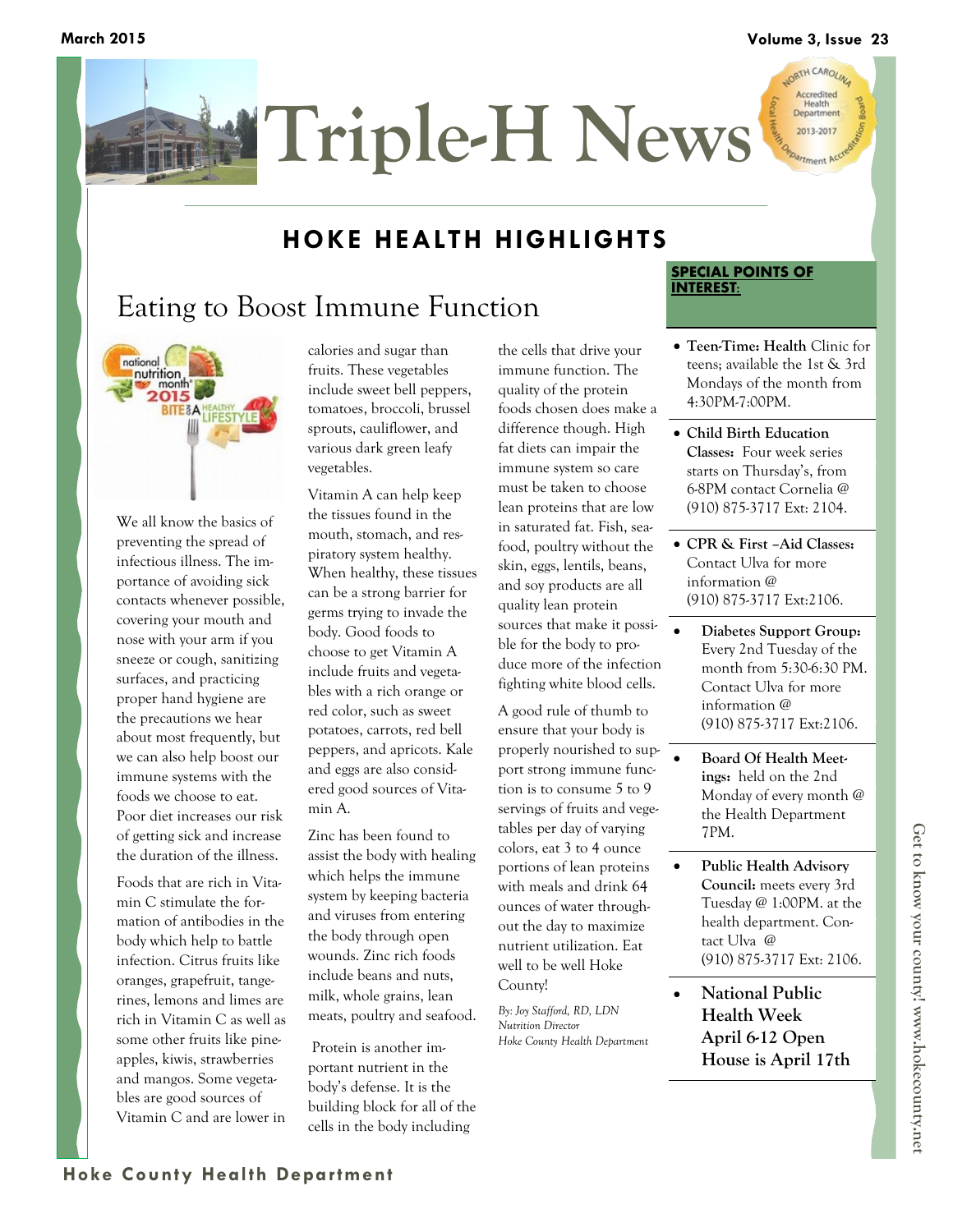# Triple-H News

## HOKE HEALTH HIGHLIGHTS

## Eating to Boost Immune Function

We all know the basics of preventing the spread of infectious illness. The importance of avoiding sick contacts whenever possible, covering your mouth and nose with your arm if you sneeze or cough, sanitizing surfaces, and practicing proper hand hygiene are the precautions we hear about most frequently, but we can also help boost our immune systems with the foods we choose to eat. Poor diet increases our risk of getting sick and increase the duration of the illness.

Foods that are rich in Vitamin C stimulate the formation of antibodies in the body which help to battle infection. Citrus fruits like oranges, grapefruit, tangerines, lemons and limes are rich in Vitamin C as well as some other fruits like pineapples, kiwis, strawberries and mangos. Some vegetables are good sources of Vitamin C and are lower in calories and sugar than fruits. These vegetables include sweet bell peppers, tomatoes, broccoli, brussel sprouts, cauliflower, and various dark green leafy vegetables.

Vitamin A can help keep the tissues found in the mouth, stomach, and respiratory system healthy. When healthy, these tissues can be a strong barrier for germs trying to invade the body. Good foods to choose to get Vitamin A include fruits and vegetables with a rich orange or red color, such as sweet potatoes, carrots, red bell peppers, and apricots. Kale and eggs are also considered good sources of Vitamin A.

Zinc has been found to assist the body with healing which helps the immune system by keeping bacteria and viruses from entering the body through open wounds. Zinc rich foods include beans and nuts, milk, whole grains, lean meats, poultry and seafood.

Protein is another important nutrient in the body's defense. It is the building block for all of the cells in the body including the cells that drive your immune function. The quality of the protein foods chosen does make a difference though. High fat diets can impair the immune system so care must be taken to choose lean proteins that are low in saturated fat. Fish, seafood, poultry without the skin, eggs, lentils, beans, and soy products are all quality lean protein sources that make it possible for the body to produce more of the infection fighting white blood cells.

A good rule of thumb to ensure that your body is properly nourished to support strong immune function is to consume 5 to 9 servings of fruits and vegetables per day of varying colors, eat 3 to 4 ounce portions of lean proteins with meals and drink 64 ounces of water throughout the day to maximize nutrient utilization. Eat well to be well Hoke County!

*By: Joy Stafford, RD, LDN*
*Nutrition Director*
*Hoke County Health Department*

### SPECIAL POINTS OF INTEREST:

- **Teen-Time: Health** Clinic for teens; available the 1st & 3rd Mondays of the month from 4:30PM-7:00PM.
- **Child Birth Education Classes:** Four week series starts on Thursday's, from 6-8PM contact Cornelia @ (910) 875-3717 Ext: 2104.
- **CPR & First –Aid Classes:** Contact Ulva for more information @ (910) 875-3717 Ext:2106.
- **Diabetes Support Group:** Every 2nd Tuesday of the month from 5:30-6:30 PM. Contact Ulva for more information @ (910) 875-3717 Ext:2106.
- **Board Of Health Meetings:** held on the 2nd Monday of every month @ the Health Department 7PM.
- **Public Health Advisory Council:** meets every 3rd Tuesday @ 1:00PM. at the health department. Contact Ulva @ (910) 875-3717 Ext: 2106.
- **National Public Health Week April 6-12 Open House is April 17th**

Get to know your county! www.hokecounty.net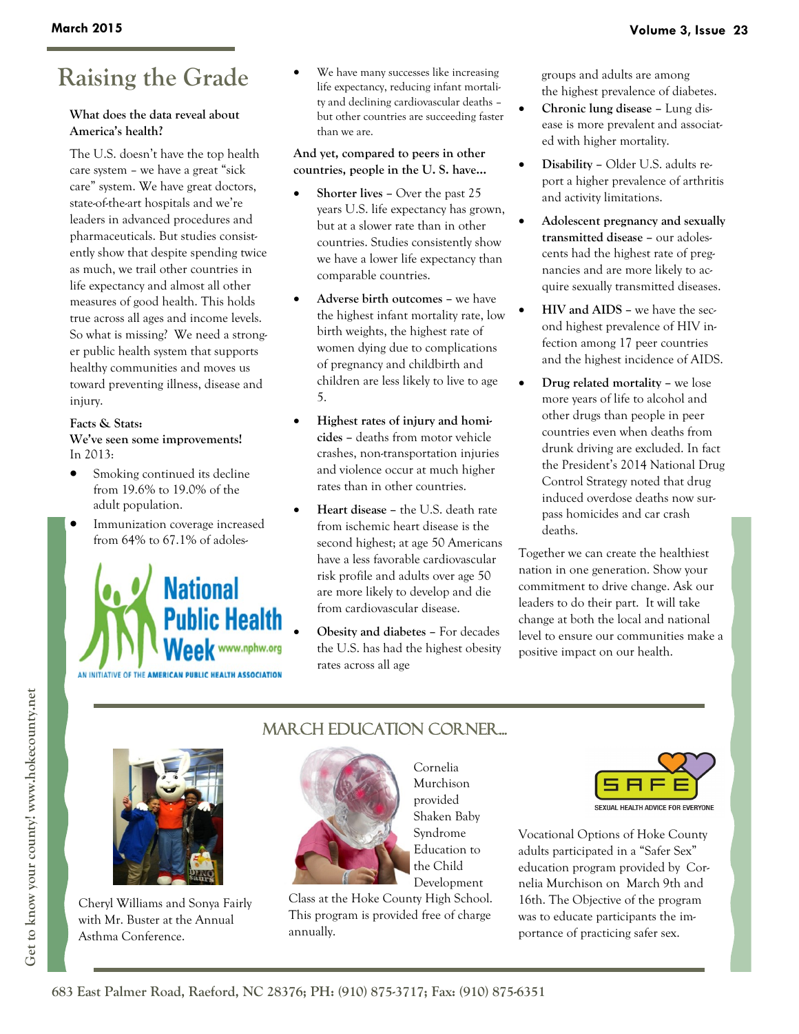# Raising the Grade

**What does the data reveal about America's health?**

The U.S. doesn't have the top health care system – we have a great "sick care" system. We have great doctors, state-of-the-art hospitals and we're leaders in advanced procedures and pharmaceuticals. But studies consistently show that despite spending twice as much, we trail other countries in life expectancy and almost all other measures of good health. This holds true across all ages and income levels. So what is missing? We need a stronger public health system that supports healthy communities and moves us toward preventing illness, disease and injury.

**Facts & Stats:**
**We've seen some improvements!**
In 2013:

- Smoking continued its decline from 19.6% to 19.0% of the adult population.
- Immunization coverage increased from 64% to 67.1% of adolescents
- We have many successes like increasing life expectancy, reducing infant mortality and declining cardiovascular deaths – but other countries are succeeding faster than we are.

**And yet, compared to peers in other countries, people in the U. S. have...**

- **Shorter lives** – Over the past 25 years U.S. life expectancy has grown, but at a slower rate than in other countries. Studies consistently show we have a lower life expectancy than comparable countries.
- **Adverse birth outcomes** – we have the highest infant mortality rate, low birth weights, the highest rate of women dying due to complications of pregnancy and childbirth and children are less likely to live to age 5.
- **Highest rates of injury and homicides** – deaths from motor vehicle crashes, non-transportation injuries and violence occur at much higher rates than in other countries.
- **Heart disease** – the U.S. death rate from ischemic heart disease is the second highest; at age 50 Americans have a less favorable cardiovascular risk profile and adults over age 50 are more likely to develop and die from cardiovascular disease.
- **Obesity and diabetes** – For decades the U.S. has had the highest obesity rates across all age groups and adults are among the highest prevalence of diabetes.
- **Chronic lung disease** – Lung disease is more prevalent and associated with higher mortality.
- **Disability** – Older U.S. adults report a higher prevalence of arthritis and activity limitations.
- **Adolescent pregnancy and sexually transmitted disease** – our adolescents had the highest rate of pregnancies and are more likely to acquire sexually transmitted diseases.
- **HIV and AIDS** – we have the second highest prevalence of HIV infection among 17 peer countries and the highest incidence of AIDS.
- **Drug related mortality** – we lose more years of life to alcohol and other drugs than people in peer countries even when deaths from drunk driving are excluded. In fact the President's 2014 National Drug Control Strategy noted that drug induced overdose deaths now surpass homicides and car crash deaths.

Together we can create the healthiest nation in one generation. Show your commitment to drive change. Ask our leaders to do their part. It will take change at both the local and national level to ensure our communities make a positive impact on our health.

National Public Health Week www.nphw.org
AN INITIATIVE OF THE AMERICAN PUBLIC HEALTH ASSOCIATION

## MARCH EDUCATION CORNER...

Cheryl Williams and Sonya Fairly with Mr. Buster at the Annual Asthma Conference.

Cornelia Murchison provided Shaken Baby Syndrome Education to the Child Development Class at the Hoke County High School. This program is provided free of charge annually.

SAFE
SEXUAL HEALTH ADVICE FOR EVERYONE

Vocational Options of Hoke County adults participated in a "Safer Sex" education program provided by Cornelia Murchison on March 9th and 16th. The Objective of the program was to educate participants the importance of practicing safer sex.

Get to know your county! www.hokecounty.net

683 East Palmer Road, Raeford, NC 28376; PH: (910) 875-3717; Fax: (910) 875-6351